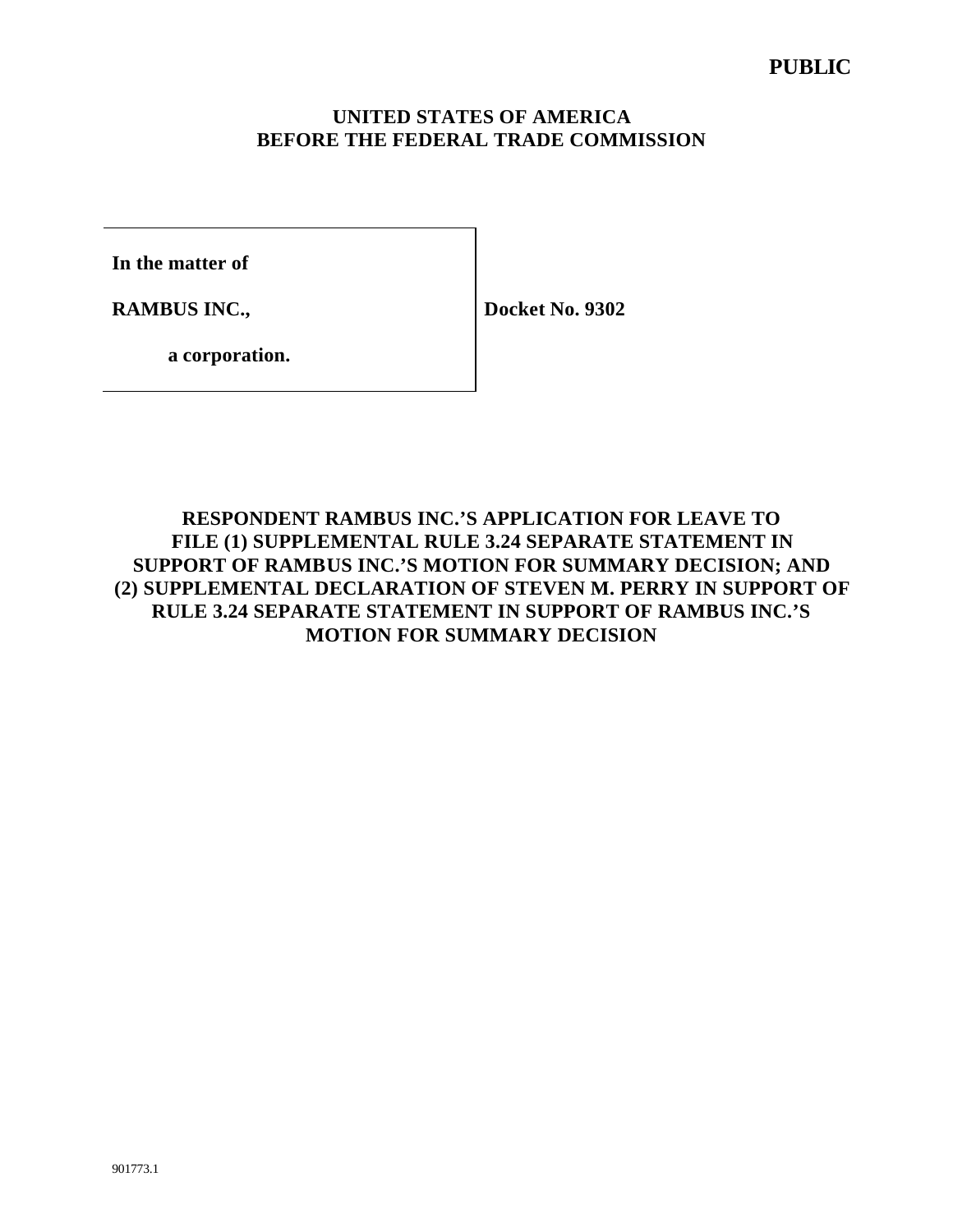**PUBLIC**

**UNITED STATES OF AMERICA**
**BEFORE THE FEDERAL TRADE COMMISSION**

| | |
|---|---|
| **In the matter of** <br><br> **RAMBUS INC.,** <br><br> **a corporation.** | **Docket No. 9302** |

# RESPONDENT RAMBUS INC.'S APPLICATION FOR LEAVE TO FILE (1) SUPPLEMENTAL RULE 3.24 SEPARATE STATEMENT IN SUPPORT OF RAMBUS INC.'S MOTION FOR SUMMARY DECISION; AND (2) SUPPLEMENTAL DECLARATION OF STEVEN M. PERRY IN SUPPORT OF RULE 3.24 SEPARATE STATEMENT IN SUPPORT OF RAMBUS INC.'S MOTION FOR SUMMARY DECISION

901773.1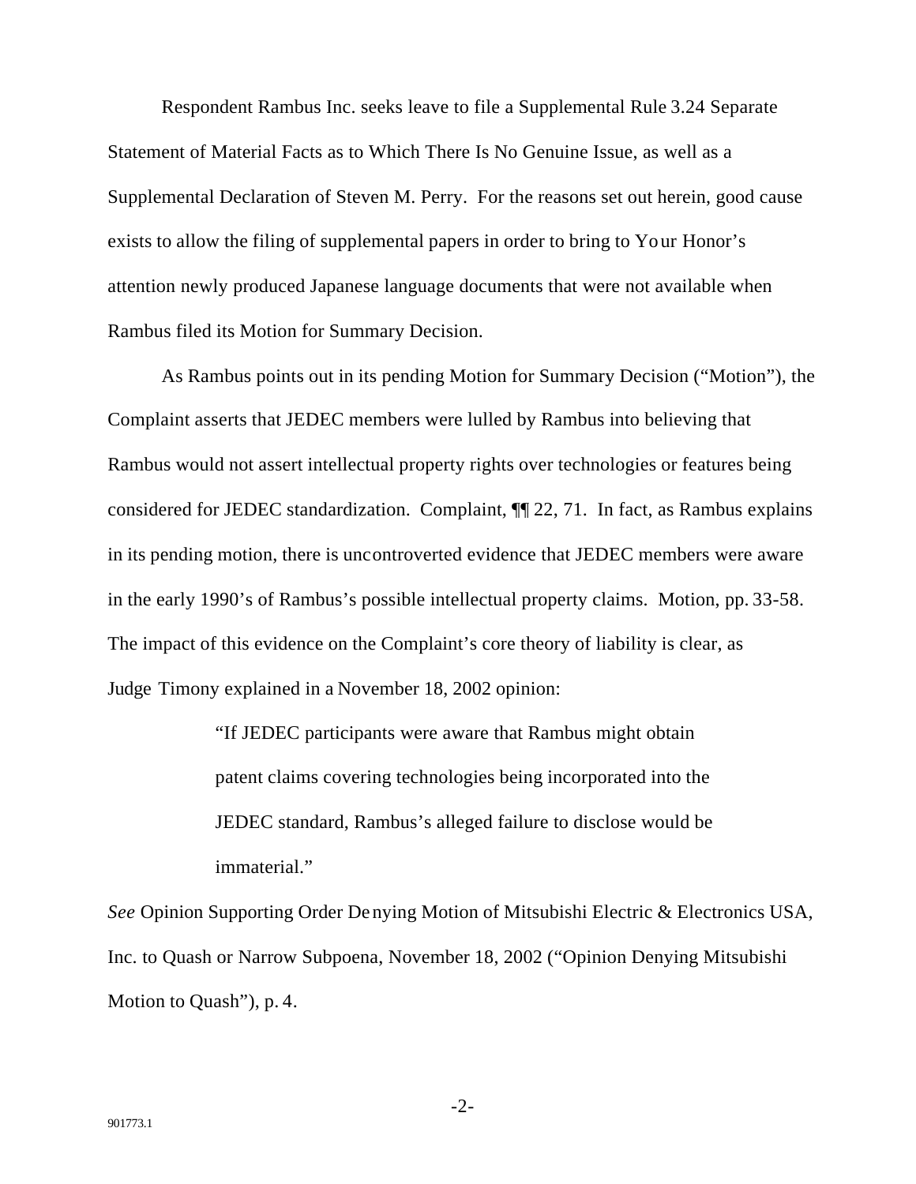Respondent Rambus Inc. seeks leave to file a Supplemental Rule 3.24 Separate Statement of Material Facts as to Which There Is No Genuine Issue, as well as a Supplemental Declaration of Steven M. Perry. For the reasons set out herein, good cause exists to allow the filing of supplemental papers in order to bring to Your Honor's attention newly produced Japanese language documents that were not available when Rambus filed its Motion for Summary Decision.

As Rambus points out in its pending Motion for Summary Decision ("Motion"), the Complaint asserts that JEDEC members were lulled by Rambus into believing that Rambus would not assert intellectual property rights over technologies or features being considered for JEDEC standardization. Complaint, ¶¶ 22, 71. In fact, as Rambus explains in its pending motion, there is uncontroverted evidence that JEDEC members were aware in the early 1990's of Rambus's possible intellectual property claims. Motion, pp. 33-58. The impact of this evidence on the Complaint's core theory of liability is clear, as Judge Timony explained in a November 18, 2002 opinion:

> "If JEDEC participants were aware that Rambus might obtain patent claims covering technologies being incorporated into the JEDEC standard, Rambus's alleged failure to disclose would be immaterial."

*See* Opinion Supporting Order Denying Motion of Mitsubishi Electric & Electronics USA, Inc. to Quash or Narrow Subpoena, November 18, 2002 ("Opinion Denying Mitsubishi Motion to Quash"), p. 4.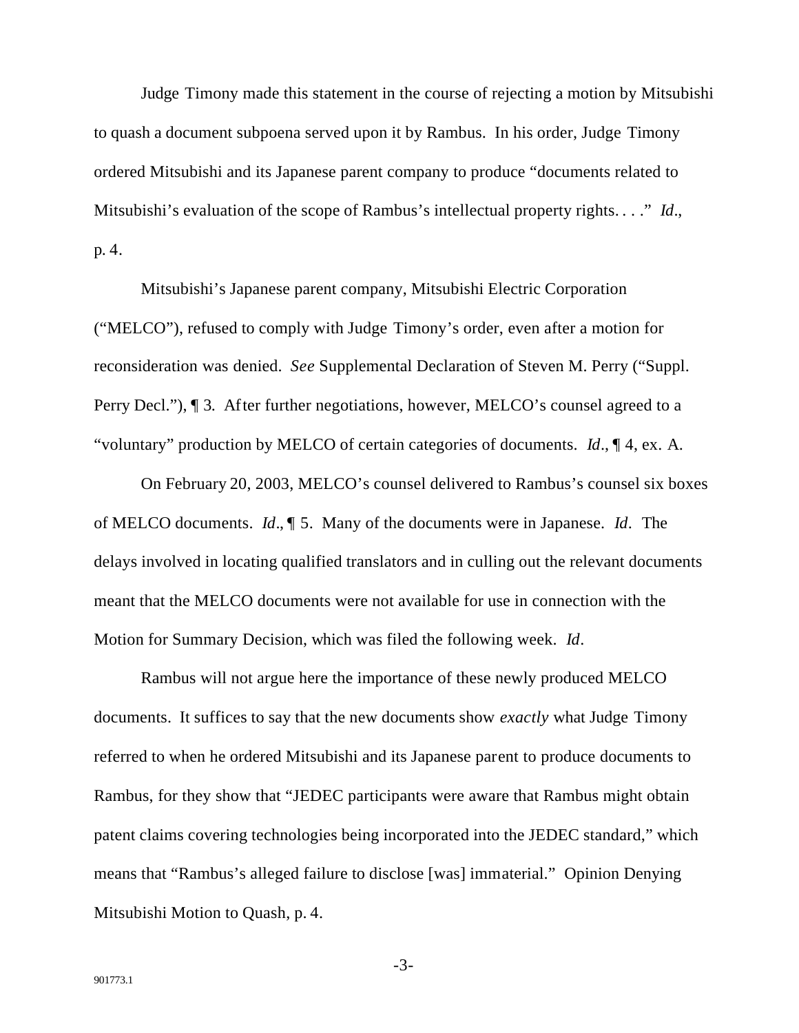Judge Timony made this statement in the course of rejecting a motion by Mitsubishi to quash a document subpoena served upon it by Rambus. In his order, Judge Timony ordered Mitsubishi and its Japanese parent company to produce "documents related to Mitsubishi's evaluation of the scope of Rambus's intellectual property rights. . . ." *Id*., p. 4.

Mitsubishi's Japanese parent company, Mitsubishi Electric Corporation ("MELCO"), refused to comply with Judge Timony's order, even after a motion for reconsideration was denied. *See* Supplemental Declaration of Steven M. Perry ("Suppl. Perry Decl."), ¶ 3. After further negotiations, however, MELCO's counsel agreed to a "voluntary" production by MELCO of certain categories of documents. *Id*., ¶ 4, ex. A.

On February 20, 2003, MELCO's counsel delivered to Rambus's counsel six boxes of MELCO documents. *Id*., ¶ 5. Many of the documents were in Japanese. *Id*. The delays involved in locating qualified translators and in culling out the relevant documents meant that the MELCO documents were not available for use in connection with the Motion for Summary Decision, which was filed the following week. *Id*.

Rambus will not argue here the importance of these newly produced MELCO documents. It suffices to say that the new documents show *exactly* what Judge Timony referred to when he ordered Mitsubishi and its Japanese parent to produce documents to Rambus, for they show that "JEDEC participants were aware that Rambus might obtain patent claims covering technologies being incorporated into the JEDEC standard," which means that "Rambus's alleged failure to disclose [was] immaterial." Opinion Denying Mitsubishi Motion to Quash, p. 4.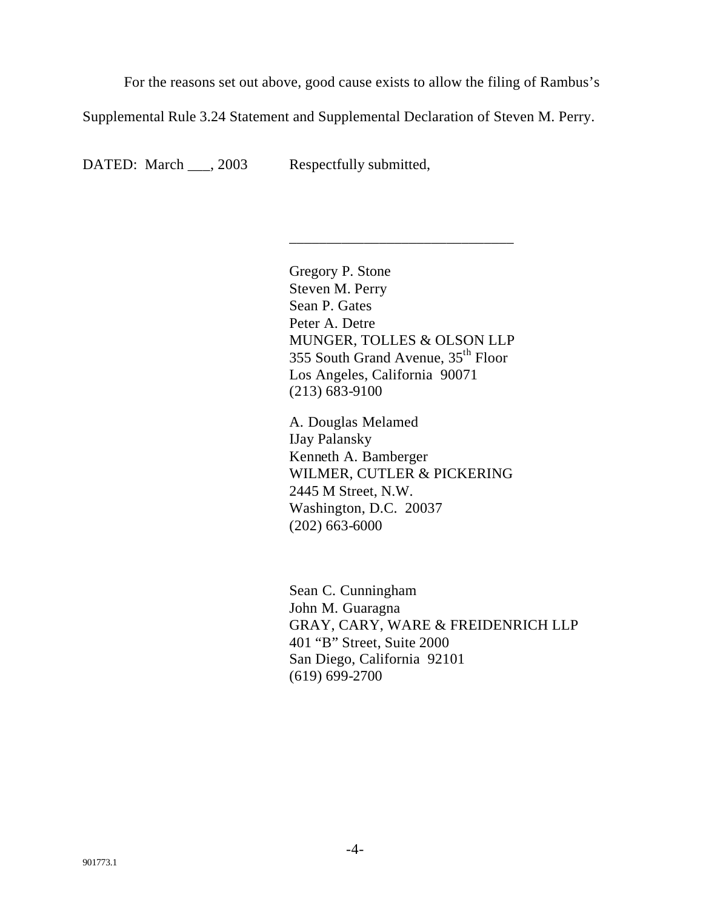For the reasons set out above, good cause exists to allow the filing of Rambus's Supplemental Rule 3.24 Statement and Supplemental Declaration of Steven M. Perry.

DATED: March ___, 2003 Respectfully submitted,

\_\_\_\_\_\_\_\_\_\_\_\_\_\_\_\_\_\_\_\_\_\_\_\_\_\_\_\_\_\_

Gregory P. Stone
Steven M. Perry
Sean P. Gates
Peter A. Detre
MUNGER, TOLLES & OLSON LLP
355 South Grand Avenue, 35th Floor
Los Angeles, California 90071
(213) 683-9100

A. Douglas Melamed
IJay Palansky
Kenneth A. Bamberger
WILMER, CUTLER & PICKERING
2445 M Street, N.W.
Washington, D.C. 20037
(202) 663-6000

Sean C. Cunningham
John M. Guaragna
GRAY, CARY, WARE & FREIDENRICH LLP
401 "B" Street, Suite 2000
San Diego, California 92101
(619) 699-2700

901773.1